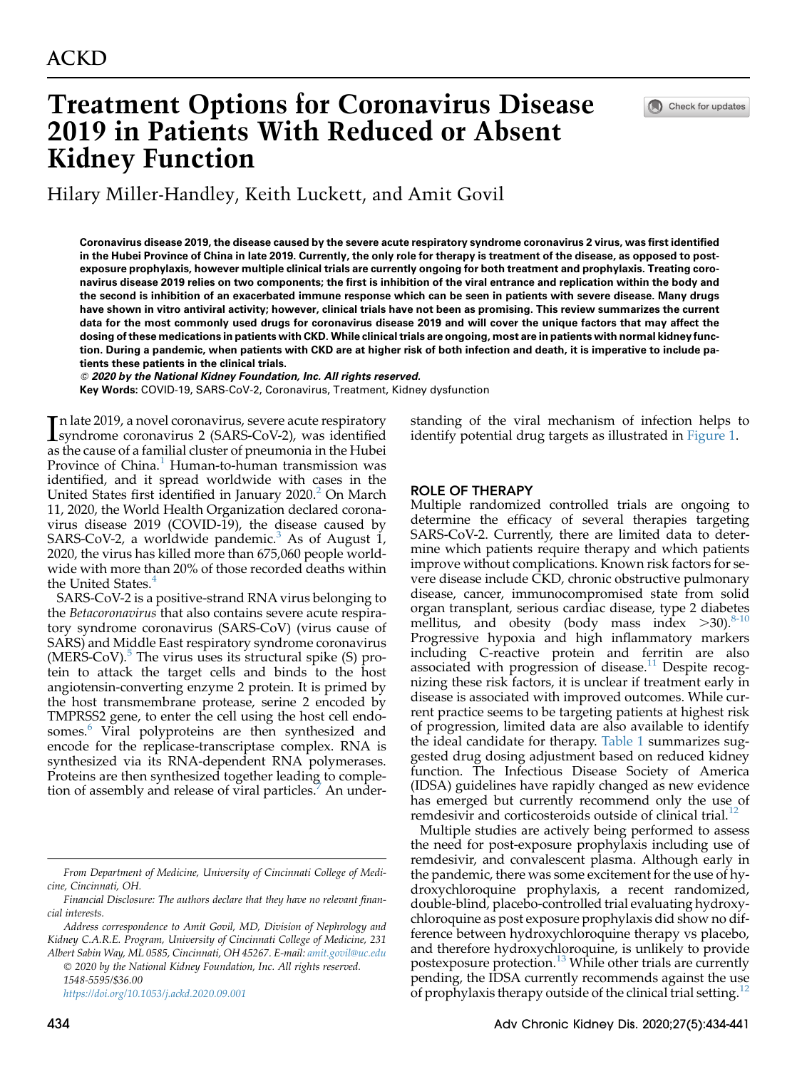# Treatment Options for Coronavirus Disease 2019 in Patients With Reduced or Absent Kidney Function

Hilary Miller-Handley, Keith Luckett, and Amit Govil

**Coronavirus disease 2019, the disease caused by the severe acute respiratory syndrome coronavirus 2 virus, was first identified in the Hubei Province of China in late 2019. Currently, the only role for therapy is treatment of the disease, as opposed to post-exposure prophylaxis, however multiple clinical trials are currently ongoing for both treatment and prophylaxis. Treating coronavirus disease 2019 relies on two components; the first is inhibition of the viral entrance and replication within the body and the second is inhibition of an exacerbated immune response which can be seen in patients with severe disease. Many drugs have shown in vitro antiviral activity; however, clinical trials have not been as promising. This review summarizes the current data for the most commonly used drugs for coronavirus disease 2019 and will cover the unique factors that may affect the dosing of these medications in patients with CKD. While clinical trials are ongoing, most are in patients with normal kidney function. During a pandemic, when patients with CKD are at higher risk of both infection and death, it is imperative to include patients these patients in the clinical trials.**

***© 2020 by the National Kidney Foundation, Inc. All rights reserved.***

**Key Words:** COVID-19, SARS-CoV-2, Coronavirus, Treatment, Kidney dysfunction

In late 2019, a novel coronavirus, severe acute respiratory syndrome coronavirus 2 (SARS-CoV-2), was identified as the cause of a familial cluster of pneumonia in the Hubei Province of China.[1] Human-to-human transmission was identified, and it spread worldwide with cases in the United States first identified in January 2020.[2] On March 11, 2020, the World Health Organization declared coronavirus disease 2019 (COVID-19), the disease caused by SARS-CoV-2, a worldwide pandemic.[3] As of August 1, 2020, the virus has killed more than 675,060 people worldwide with more than 20% of those recorded deaths within the United States.[4]

SARS-CoV-2 is a positive-strand RNA virus belonging to the *Betacoronavirus* that also contains severe acute respiratory syndrome coronavirus (SARS-CoV) (virus cause of SARS) and Middle East respiratory syndrome coronavirus (MERS-CoV).[5] The virus uses its structural spike (S) protein to attack the target cells and binds to the host angiotensin-converting enzyme 2 protein. It is primed by the host transmembrane protease, serine 2 encoded by TMPRSS2 gene, to enter the cell using the host cell endosomes.[6] Viral polyproteins are then synthesized and encode for the replicase-transcriptase complex. RNA is synthesized via its RNA-dependent RNA polymerases. Proteins are then synthesized together leading to completion of assembly and release of viral particles.[7] An understanding of the viral mechanism of infection helps to identify potential drug targets as illustrated in Figure 1.

## ROLE OF THERAPY

Multiple randomized controlled trials are ongoing to determine the efficacy of several therapies targeting SARS-CoV-2. Currently, there are limited data to determine which patients require therapy and which patients improve without complications. Known risk factors for severe disease include CKD, chronic obstructive pulmonary disease, cancer, immunocompromised state from solid organ transplant, serious cardiac disease, type 2 diabetes mellitus, and obesity (body mass index >30).[8-10] Progressive hypoxia and high inflammatory markers including C-reactive protein and ferritin are also associated with progression of disease.[11] Despite recognizing these risk factors, it is unclear if treatment early in disease is associated with improved outcomes. While current practice seems to be targeting patients at highest risk of progression, limited data are also available to identify the ideal candidate for therapy. Table 1 summarizes suggested drug dosing adjustment based on reduced kidney function. The Infectious Disease Society of America (IDSA) guidelines have rapidly changed as new evidence has emerged but currently recommend only the use of remdesivir and corticosteroids outside of clinical trial.[12]

Multiple studies are actively being performed to assess the need for post-exposure prophylaxis including use of remdesivir, and convalescent plasma. Although early in the pandemic, there was some excitement for the use of hydroxychloroquine prophylaxis, a recent randomized, double-blind, placebo-controlled trial evaluating hydroxychloroquine as post exposure prophylaxis did show no difference between hydroxychloroquine therapy vs placebo, and therefore hydroxychloroquine, is unlikely to provide postexposure protection.[13] While other trials are currently pending, the IDSA currently recommends against the use of prophylaxis therapy outside of the clinical trial setting.[12]

*From Department of Medicine, University of Cincinnati College of Medicine, Cincinnati, OH.*

*Financial Disclosure: The authors declare that they have no relevant financial interests.*

*Address correspondence to Amit Govil, MD, Division of Nephrology and Kidney C.A.R.E. Program, University of Cincinnati College of Medicine, 231 Albert Sabin Way, ML 0585, Cincinnati, OH 45267. E-mail: amit.govil@uc.edu*

*© 2020 by the National Kidney Foundation, Inc. All rights reserved.*
*1548-5595/$36.00*
*https://doi.org/10.1053/j.ackd.2020.09.001*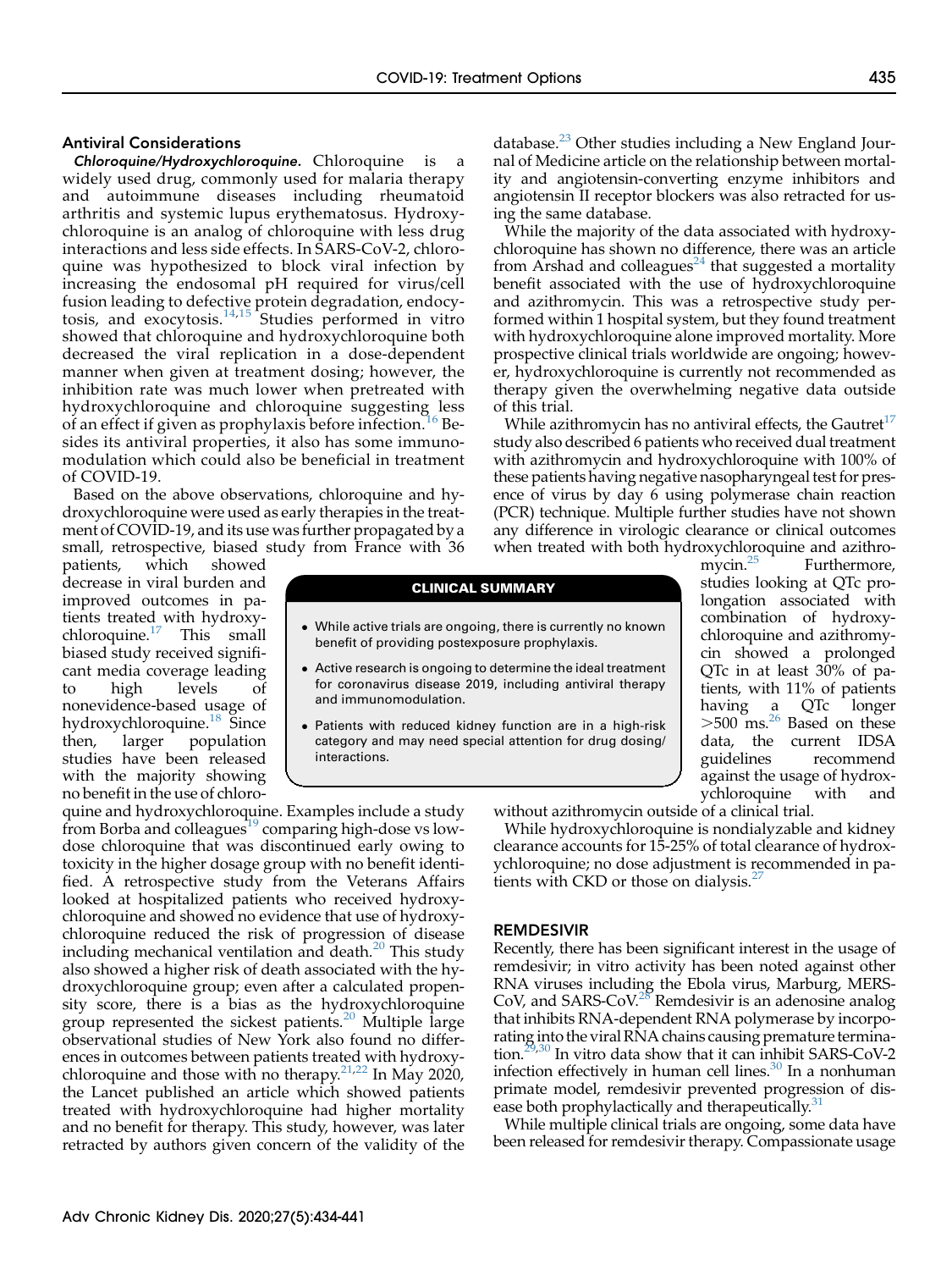### Antiviral Considerations

***Chloroquine/Hydroxychloroquine.*** Chloroquine is a widely used drug, commonly used for malaria therapy and autoimmune diseases including rheumatoid arthritis and systemic lupus erythematosus. Hydroxychloroquine is an analog of chloroquine with less drug interactions and less side effects. In SARS-CoV-2, chloroquine was hypothesized to block viral infection by increasing the endosomal pH required for virus/cell fusion leading to defective protein degradation, endocytosis, and exocytosis.[14,15] Studies performed in vitro showed that chloroquine and hydroxychloroquine both decreased the viral replication in a dose-dependent manner when given at treatment dosing; however, the inhibition rate was much lower when pretreated with hydroxychloroquine and chloroquine suggesting less of an effect if given as prophylaxis before infection.[16] Besides its antiviral properties, it also has some immunomodulation which could also be beneficial in treatment of COVID-19.

Based on the above observations, chloroquine and hydroxychloroquine were used as early therapies in the treatment of COVID-19, and its use was further propagated by a small, retrospective, biased study from France with 36 patients, which showed decrease in viral burden and improved outcomes in patients treated with hydroxychloroquine.[17] This small biased study received significant media coverage leading to high levels of nonevidence-based usage of hydroxychloroquine.[18] Since then, larger population studies have been released with the majority showing no benefit in the use of chloroquine and hydroxychloroquine. Examples include a study from Borba and colleagues[19] comparing high-dose vs low-dose chloroquine that was discontinued early owing to toxicity in the higher dosage group with no benefit identified. A retrospective study from the Veterans Affairs looked at hospitalized patients who received hydroxychloroquine and showed no evidence that use of hydroxychloroquine reduced the risk of progression of disease including mechanical ventilation and death.[20] This study also showed a higher risk of death associated with the hydroxychloroquine group; even after a calculated propensity score, there is a bias as the hydroxychloroquine group represented the sickest patients.[20] Multiple large observational studies of New York also found no differences in outcomes between patients treated with hydroxychloroquine and those with no therapy.[21,22] In May 2020, the Lancet published an article which showed patients treated with hydroxychloroquine had higher mortality and no benefit for therapy. This study, however, was later retracted by authors given concern of the validity of the database.[23] Other studies including a New England Journal of Medicine article on the relationship between mortality and angiotensin-converting enzyme inhibitors and angiotensin II receptor blockers was also retracted for using the same database.

While the majority of the data associated with hydroxychloroquine has shown no difference, there was an article from Arshad and colleagues[24] that suggested a mortality benefit associated with the use of hydroxychloroquine and azithromycin. This was a retrospective study performed within 1 hospital system, but they found treatment with hydroxychloroquine alone improved mortality. More prospective clinical trials worldwide are ongoing; however, hydroxychloroquine is currently not recommended as therapy given the overwhelming negative data outside of this trial.

While azithromycin has no antiviral effects, the Gautret[17] study also described 6 patients who received dual treatment with azithromycin and hydroxychloroquine with 100% of these patients having negative nasopharyngeal test for presence of virus by day 6 using polymerase chain reaction (PCR) technique. Multiple further studies have not shown any difference in virologic clearance or clinical outcomes when treated with both hydroxychloroquine and azithromycin.[25] Furthermore, studies looking at QTc prolongation associated with combination of hydroxychloroquine and azithromycin showed a prolonged QTc in at least 30% of patients, with 11% of patients having a QTc longer >500 ms.[26] Based on these data, the current IDSA guidelines recommend against the usage of hydroxychloroquine with and without azithromycin outside of a clinical trial.

While hydroxychloroquine is nondialyzable and kidney clearance accounts for 15-25% of total clearance of hydroxychloroquine; no dose adjustment is recommended in patients with CKD or those on dialysis.[27]

**CLINICAL SUMMARY**

- While active trials are ongoing, there is currently no known benefit of providing postexposure prophylaxis.
- Active research is ongoing to determine the ideal treatment for coronavirus disease 2019, including antiviral therapy and immunomodulation.
- Patients with reduced kidney function are in a high-risk category and may need special attention for drug dosing/interactions.

## REMDESIVIR

Recently, there has been significant interest in the usage of remdesivir; in vitro activity has been noted against other RNA viruses including the Ebola virus, Marburg, MERS-CoV, and SARS-CoV.[28] Remdesivir is an adenosine analog that inhibits RNA-dependent RNA polymerase by incorporating into the viral RNA chains causing premature termination.[29,30] In vitro data show that it can inhibit SARS-CoV-2 infection effectively in human cell lines.[30] In a nonhuman primate model, remdesivir prevented progression of disease both prophylactically and therapeutically.[31]

While multiple clinical trials are ongoing, some data have been released for remdesivir therapy. Compassionate usage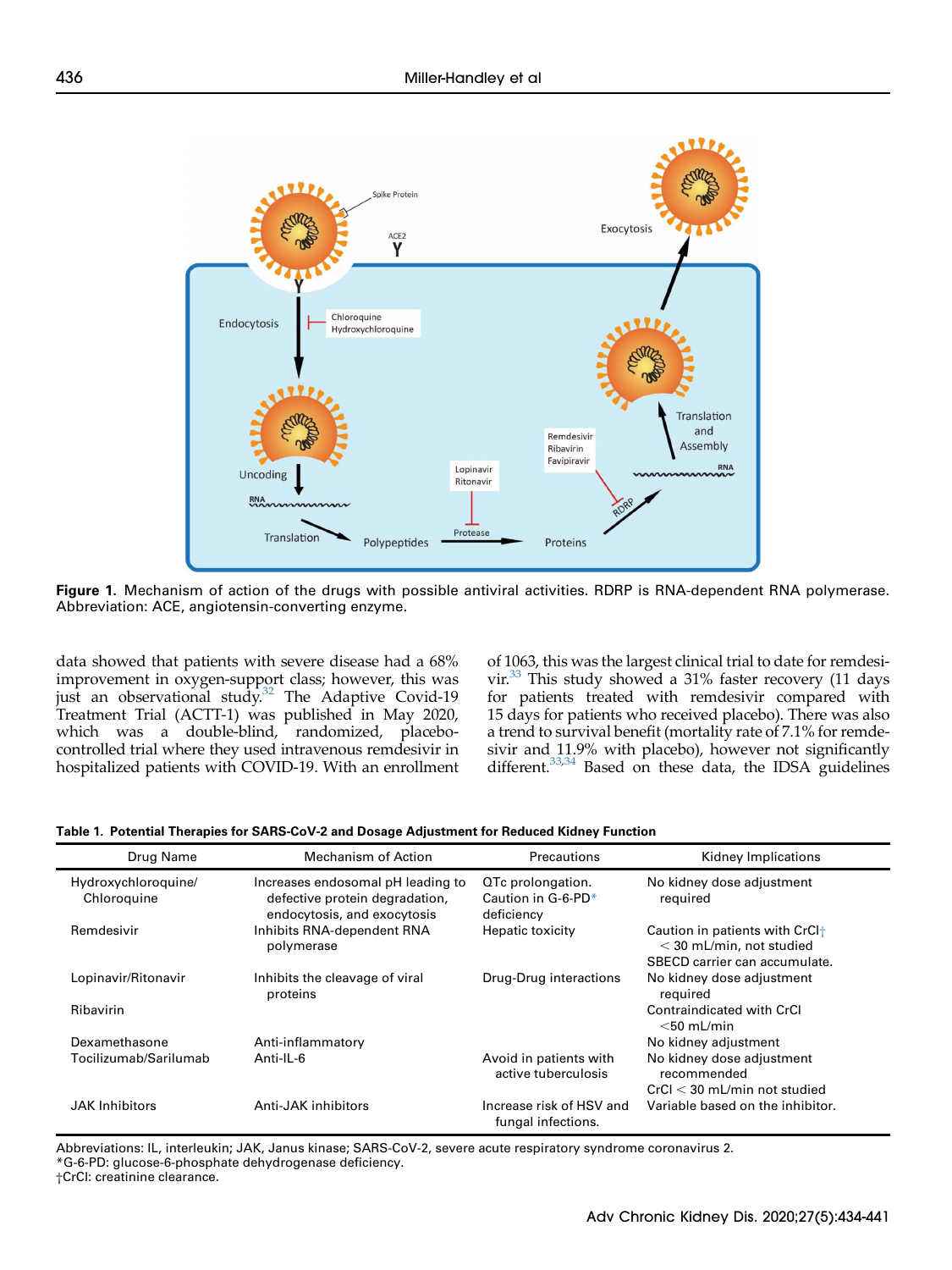**Figure 1.** Mechanism of action of the drugs with possible antiviral activities. RDRP is RNA-dependent RNA polymerase. Abbreviation: ACE, angiotensin-converting enzyme.

data showed that patients with severe disease had a 68% improvement in oxygen-support class; however, this was just an observational study.[32] The Adaptive Covid-19 Treatment Trial (ACTT-1) was published in May 2020, which was a double-blind, randomized, placebo-controlled trial where they used intravenous remdesivir in hospitalized patients with COVID-19. With an enrollment of 1063, this was the largest clinical trial to date for remdesivir.[33] This study showed a 31% faster recovery (11 days for patients treated with remdesivir compared with 15 days for patients who received placebo). There was also a trend to survival benefit (mortality rate of 7.1% for remdesivir and 11.9% with placebo), however not significantly different.[33,34] Based on these data, the IDSA guidelines

**Table 1. Potential Therapies for SARS-CoV-2 and Dosage Adjustment for Reduced Kidney Function**

| Drug Name | Mechanism of Action | Precautions | Kidney Implications |
|---|---|---|---|
| Hydroxychloroquine/ Chloroquine | Increases endosomal pH leading to defective protein degradation, endocytosis, and exocytosis | QTc prolongation. Caution in G-6-PD* deficiency | No kidney dose adjustment required |
| Remdesivir | Inhibits RNA-dependent RNA polymerase | Hepatic toxicity | Caution in patients with CrCl† < 30 mL/min, not studied SBECD carrier can accumulate. |
| Lopinavir/Ritonavir | Inhibits the cleavage of viral proteins | Drug-Drug interactions | No kidney dose adjustment required |
| Ribavirin | | | Contraindicated with CrCl <50 mL/min |
| Dexamethasone | Anti-inflammatory | | No kidney adjustment |
| Tocilizumab/Sarilumab | Anti-IL-6 | Avoid in patients with active tuberculosis | No kidney dose adjustment recommended CrCl < 30 mL/min not studied |
| JAK Inhibitors | Anti-JAK inhibitors | Increase risk of HSV and fungal infections. | Variable based on the inhibitor. |

Abbreviations: IL, interleukin; JAK, Janus kinase; SARS-CoV-2, severe acute respiratory syndrome coronavirus 2.
*G-6-PD: glucose-6-phosphate dehydrogenase deficiency.
†CrCl: creatinine clearance.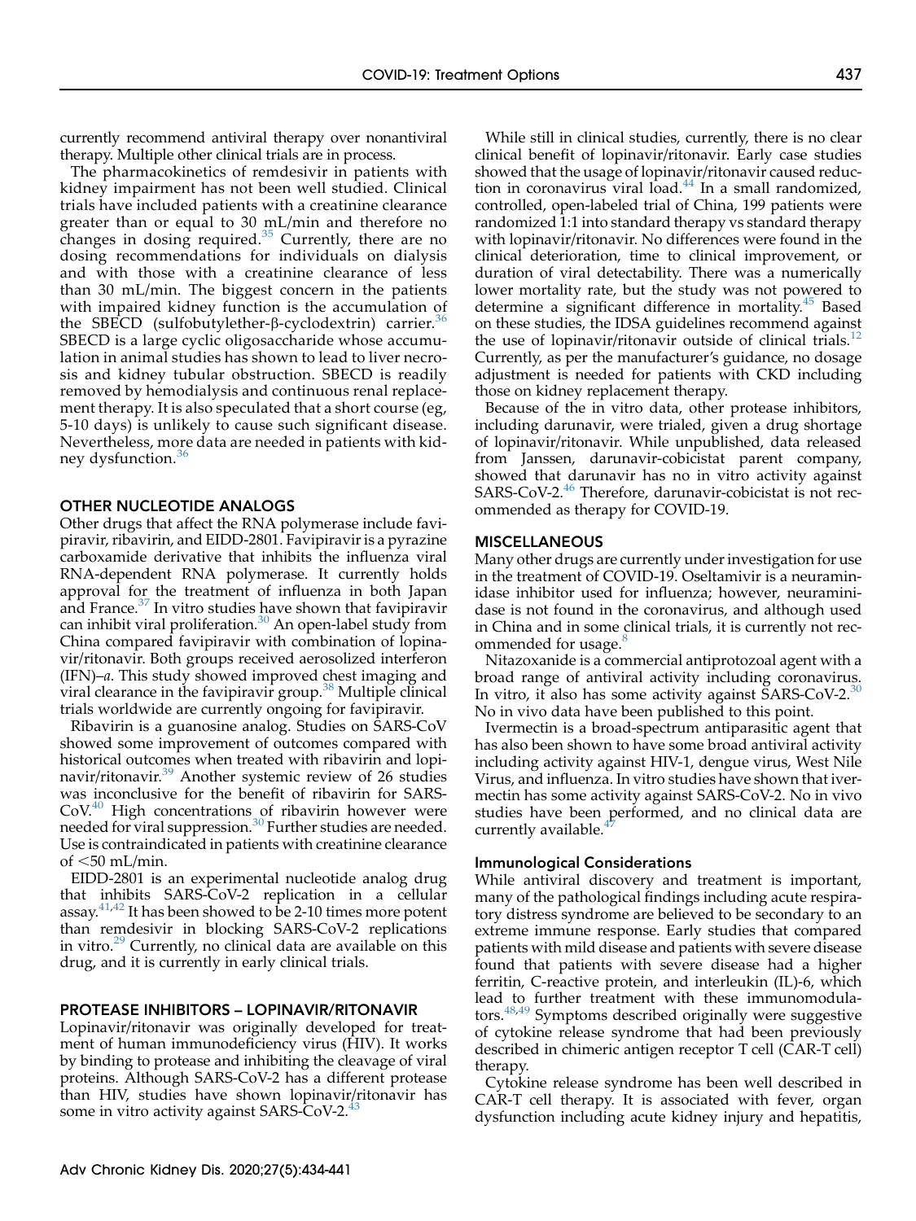currently recommend antiviral therapy over nonantiviral therapy. Multiple other clinical trials are in process.

The pharmacokinetics of remdesivir in patients with kidney impairment has not been well studied. Clinical trials have included patients with a creatinine clearance greater than or equal to 30 mL/min and therefore no changes in dosing required.[35] Currently, there are no dosing recommendations for individuals on dialysis and with those with a creatinine clearance of less than 30 mL/min. The biggest concern in the patients with impaired kidney function is the accumulation of the SBECD (sulfobutylether-β-cyclodextrin) carrier.[36] SBECD is a large cyclic oligosaccharide whose accumulation in animal studies has shown to lead to liver necrosis and kidney tubular obstruction. SBECD is readily removed by hemodialysis and continuous renal replacement therapy. It is also speculated that a short course (eg, 5-10 days) is unlikely to cause such significant disease. Nevertheless, more data are needed in patients with kidney dysfunction.[36]

## OTHER NUCLEOTIDE ANALOGS

Other drugs that affect the RNA polymerase include favipiravir, ribavirin, and EIDD-2801. Favipiravir is a pyrazine carboxamide derivative that inhibits the influenza viral RNA-dependent RNA polymerase. It currently holds approval for the treatment of influenza in both Japan and France.[37] In vitro studies have shown that favipiravir can inhibit viral proliferation.[30] An open-label study from China compared favipiravir with combination of lopinavir/ritonavir. Both groups received aerosolized interferon (IFN)–*a*. This study showed improved chest imaging and viral clearance in the favipiravir group.[38] Multiple clinical trials worldwide are currently ongoing for favipiravir.

Ribavirin is a guanosine analog. Studies on SARS-CoV showed some improvement of outcomes compared with historical outcomes when treated with ribavirin and lopinavir/ritonavir.[39] Another systemic review of 26 studies was inconclusive for the benefit of ribavirin for SARS-CoV.[40] High concentrations of ribavirin however were needed for viral suppression.[30] Further studies are needed. Use is contraindicated in patients with creatinine clearance of <50 mL/min.

EIDD-2801 is an experimental nucleotide analog drug that inhibits SARS-CoV-2 replication in a cellular assay.[41,42] It has been showed to be 2-10 times more potent than remdesivir in blocking SARS-CoV-2 replications in vitro.[29] Currently, no clinical data are available on this drug, and it is currently in early clinical trials.

## PROTEASE INHIBITORS – LOPINAVIR/RITONAVIR

Lopinavir/ritonavir was originally developed for treatment of human immunodeficiency virus (HIV). It works by binding to protease and inhibiting the cleavage of viral proteins. Although SARS-CoV-2 has a different protease than HIV, studies have shown lopinavir/ritonavir has some in vitro activity against SARS-CoV-2.[43]

While still in clinical studies, currently, there is no clear clinical benefit of lopinavir/ritonavir. Early case studies showed that the usage of lopinavir/ritonavir caused reduction in coronavirus viral load.[44] In a small randomized, controlled, open-labeled trial of China, 199 patients were randomized 1:1 into standard therapy vs standard therapy with lopinavir/ritonavir. No differences were found in the clinical deterioration, time to clinical improvement, or duration of viral detectability. There was a numerically lower mortality rate, but the study was not powered to determine a significant difference in mortality.[45] Based on these studies, the IDSA guidelines recommend against the use of lopinavir/ritonavir outside of clinical trials.[12] Currently, as per the manufacturer's guidance, no dosage adjustment is needed for patients with CKD including those on kidney replacement therapy.

Because of the in vitro data, other protease inhibitors, including darunavir, were trialed, given a drug shortage of lopinavir/ritonavir. While unpublished, data released from Janssen, darunavir-cobicistat parent company, showed that darunavir has no in vitro activity against SARS-CoV-2.[46] Therefore, darunavir-cobicistat is not recommended as therapy for COVID-19.

## MISCELLANEOUS

Many other drugs are currently under investigation for use in the treatment of COVID-19. Oseltamivir is a neuraminidase inhibitor used for influenza; however, neuraminidase is not found in the coronavirus, and although used in China and in some clinical trials, it is currently not recommended for usage.[8]

Nitazoxanide is a commercial antiprotozoal agent with a broad range of antiviral activity including coronavirus. In vitro, it also has some activity against SARS-CoV-2.[30] No in vivo data have been published to this point.

Ivermectin is a broad-spectrum antiparasitic agent that has also been shown to have some broad antiviral activity including activity against HIV-1, dengue virus, West Nile Virus, and influenza. In vitro studies have shown that ivermectin has some activity against SARS-CoV-2. No in vivo studies have been performed, and no clinical data are currently available.[47]

### Immunological Considerations

While antiviral discovery and treatment is important, many of the pathological findings including acute respiratory distress syndrome are believed to be secondary to an extreme immune response. Early studies that compared patients with mild disease and patients with severe disease found that patients with severe disease had a higher ferritin, C-reactive protein, and interleukin (IL)-6, which lead to further treatment with these immunomodulators.[48,49] Symptoms described originally were suggestive of cytokine release syndrome that had been previously described in chimeric antigen receptor T cell (CAR-T cell) therapy.

Cytokine release syndrome has been well described in CAR-T cell therapy. It is associated with fever, organ dysfunction including acute kidney injury and hepatitis,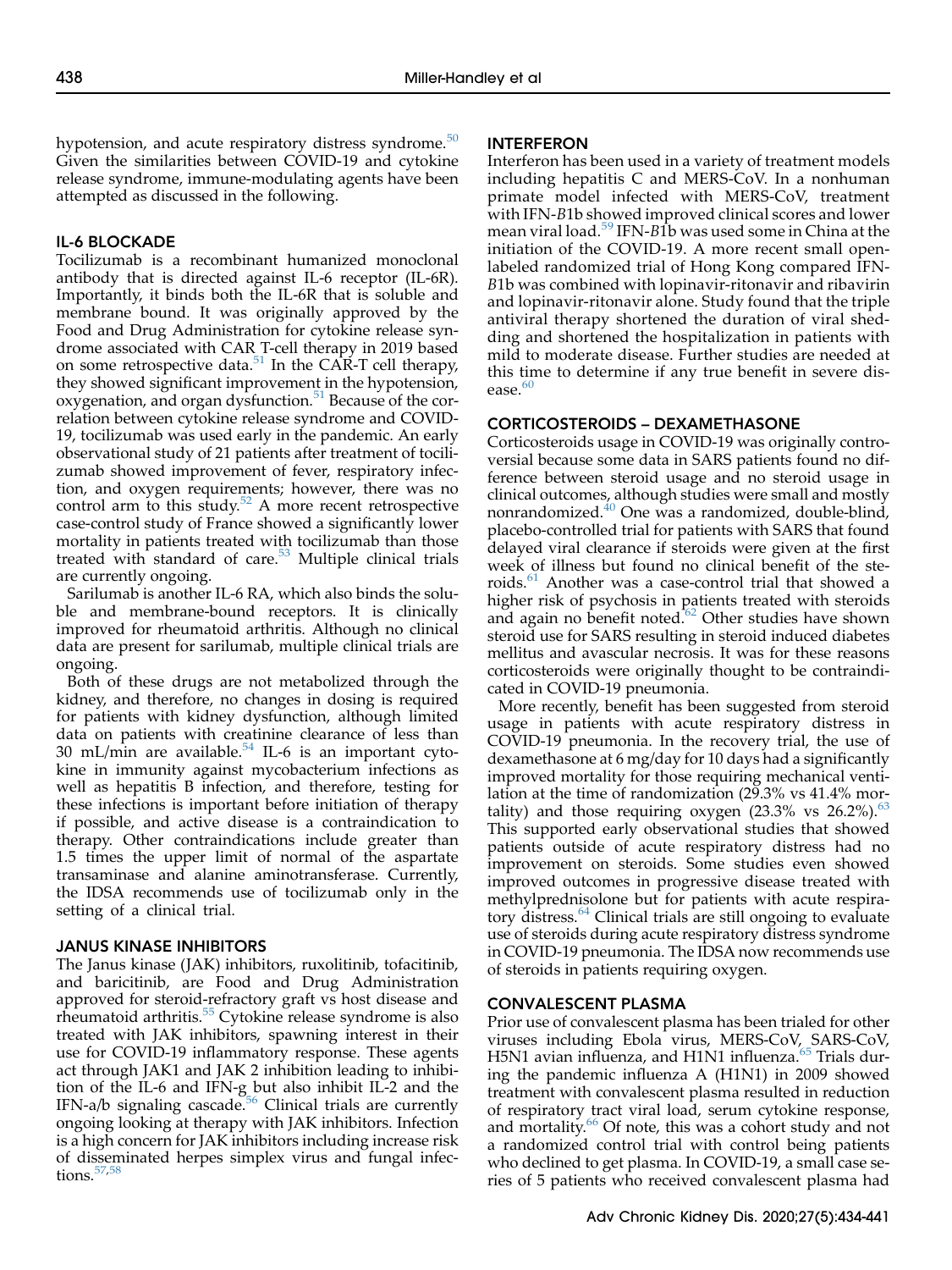hypotension, and acute respiratory distress syndrome.[50] Given the similarities between COVID-19 and cytokine release syndrome, immune-modulating agents have been attempted as discussed in the following.

## IL-6 BLOCKADE

Tocilizumab is a recombinant humanized monoclonal antibody that is directed against IL-6 receptor (IL-6R). Importantly, it binds both the IL-6R that is soluble and membrane bound. It was originally approved by the Food and Drug Administration for cytokine release syndrome associated with CAR T-cell therapy in 2019 based on some retrospective data.[51] In the CAR-T cell therapy, they showed significant improvement in the hypotension, oxygenation, and organ dysfunction.[51] Because of the correlation between cytokine release syndrome and COVID-19, tocilizumab was used early in the pandemic. An early observational study of 21 patients after treatment of tocilizumab showed improvement of fever, respiratory infection, and oxygen requirements; however, there was no control arm to this study.[52] A more recent retrospective case-control study of France showed a significantly lower mortality in patients treated with tocilizumab than those treated with standard of care.[53] Multiple clinical trials are currently ongoing.

Sarilumab is another IL-6 RA, which also binds the soluble and membrane-bound receptors. It is clinically improved for rheumatoid arthritis. Although no clinical data are present for sarilumab, multiple clinical trials are ongoing.

Both of these drugs are not metabolized through the kidney, and therefore, no changes in dosing is required for patients with kidney dysfunction, although limited data on patients with creatinine clearance of less than 30 mL/min are available.[54] IL-6 is an important cytokine in immunity against mycobacterium infections as well as hepatitis B infection, and therefore, testing for these infections is important before initiation of therapy if possible, and active disease is a contraindication to therapy. Other contraindications include greater than 1.5 times the upper limit of normal of the aspartate transaminase and alanine aminotransferase. Currently, the IDSA recommends use of tocilizumab only in the setting of a clinical trial.

## JANUS KINASE INHIBITORS

The Janus kinase (JAK) inhibitors, ruxolitinib, tofacitinib, and baricitinib, are Food and Drug Administration approved for steroid-refractory graft vs host disease and rheumatoid arthritis.[55] Cytokine release syndrome is also treated with JAK inhibitors, spawning interest in their use for COVID-19 inflammatory response. These agents act through JAK1 and JAK 2 inhibition leading to inhibition of the IL-6 and IFN-g but also inhibit IL-2 and the IFN-a/b signaling cascade.[56] Clinical trials are currently ongoing looking at therapy with JAK inhibitors. Infection is a high concern for JAK inhibitors including increase risk of disseminated herpes simplex virus and fungal infections.[57,58]

## INTERFERON

Interferon has been used in a variety of treatment models including hepatitis C and MERS-CoV. In a nonhuman primate model infected with MERS-CoV, treatment with IFN-*B*1b showed improved clinical scores and lower mean viral load.[59] IFN-*B*1b was used some in China at the initiation of the COVID-19. A more recent small open-labeled randomized trial of Hong Kong compared IFN-*B*1b was combined with lopinavir-ritonavir and ribavirin and lopinavir-ritonavir alone. Study found that the triple antiviral therapy shortened the duration of viral shedding and shortened the hospitalization in patients with mild to moderate disease. Further studies are needed at this time to determine if any true benefit in severe disease.[60]

## CORTICOSTEROIDS – DEXAMETHASONE

Corticosteroids usage in COVID-19 was originally controversial because some data in SARS patients found no difference between steroid usage and no steroid usage in clinical outcomes, although studies were small and mostly nonrandomized.[40] One was a randomized, double-blind, placebo-controlled trial for patients with SARS that found delayed viral clearance if steroids were given at the first week of illness but found no clinical benefit of the steroids.[61] Another was a case-control trial that showed a higher risk of psychosis in patients treated with steroids and again no benefit noted.[62] Other studies have shown steroid use for SARS resulting in steroid induced diabetes mellitus and avascular necrosis. It was for these reasons corticosteroids were originally thought to be contraindicated in COVID-19 pneumonia.

More recently, benefit has been suggested from steroid usage in patients with acute respiratory distress in COVID-19 pneumonia. In the recovery trial, the use of dexamethasone at 6 mg/day for 10 days had a significantly improved mortality for those requiring mechanical ventilation at the time of randomization (29.3% vs 41.4% mortality) and those requiring oxygen (23.3% vs 26.2%).[63] This supported early observational studies that showed patients outside of acute respiratory distress had no improvement on steroids. Some studies even showed improved outcomes in progressive disease treated with methylprednisolone but for patients with acute respiratory distress.[64] Clinical trials are still ongoing to evaluate use of steroids during acute respiratory distress syndrome in COVID-19 pneumonia. The IDSA now recommends use of steroids in patients requiring oxygen.

## CONVALESCENT PLASMA

Prior use of convalescent plasma has been trialed for other viruses including Ebola virus, MERS-CoV, SARS-CoV, H5N1 avian influenza, and H1N1 influenza.[65] Trials during the pandemic influenza A (H1N1) in 2009 showed treatment with convalescent plasma resulted in reduction of respiratory tract viral load, serum cytokine response, and mortality.[66] Of note, this was a cohort study and not a randomized control trial with control being patients who declined to get plasma. In COVID-19, a small case series of 5 patients who received convalescent plasma had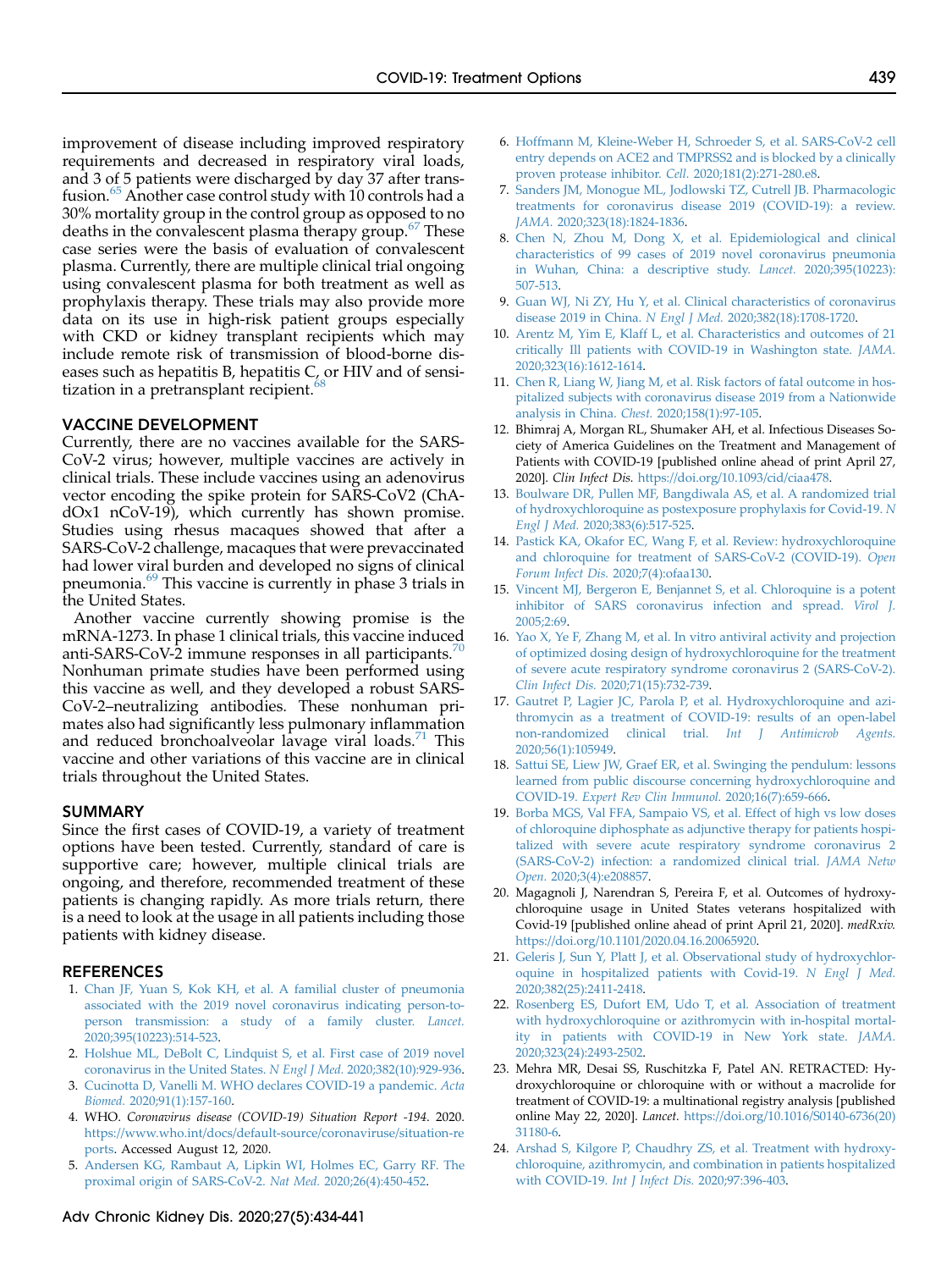improvement of disease including improved respiratory requirements and decreased in respiratory viral loads, and 3 of 5 patients were discharged by day 37 after transfusion.[65] Another case control study with 10 controls had a 30% mortality group in the control group as opposed to no deaths in the convalescent plasma therapy group.[67] These case series were the basis of evaluation of convalescent plasma. Currently, there are multiple clinical trial ongoing using convalescent plasma for both treatment as well as prophylaxis therapy. These trials may also provide more data on its use in high-risk patient groups especially with CKD or kidney transplant recipients which may include remote risk of transmission of blood-borne diseases such as hepatitis B, hepatitis C, or HIV and of sensitization in a pretransplant recipient.[68]

## VACCINE DEVELOPMENT

Currently, there are no vaccines available for the SARS-CoV-2 virus; however, multiple vaccines are actively in clinical trials. These include vaccines using an adenovirus vector encoding the spike protein for SARS-CoV2 (ChAdOx1 nCoV-19), which currently has shown promise. Studies using rhesus macaques showed that after a SARS-CoV-2 challenge, macaques that were prevaccinated had lower viral burden and developed no signs of clinical pneumonia.[69] This vaccine is currently in phase 3 trials in the United States.

Another vaccine currently showing promise is the mRNA-1273. In phase 1 clinical trials, this vaccine induced anti-SARS-CoV-2 immune responses in all participants.[70] Nonhuman primate studies have been performed using this vaccine as well, and they developed a robust SARS-CoV-2–neutralizing antibodies. These nonhuman primates also had significantly less pulmonary inflammation and reduced bronchoalveolar lavage viral loads.[71] This vaccine and other variations of this vaccine are in clinical trials throughout the United States.

## SUMMARY

Since the first cases of COVID-19, a variety of treatment options have been tested. Currently, standard of care is supportive care; however, multiple clinical trials are ongoing, and therefore, recommended treatment of these patients is changing rapidly. As more trials return, there is a need to look at the usage in all patients including those patients with kidney disease.

## REFERENCES

1. Chan JF, Yuan S, Kok KH, et al. A familial cluster of pneumonia associated with the 2019 novel coronavirus indicating person-to-person transmission: a study of a family cluster. *Lancet.* 2020;395(10223):514-523.
2. Holshue ML, DeBolt C, Lindquist S, et al. First case of 2019 novel coronavirus in the United States. *N Engl J Med.* 2020;382(10):929-936.
3. Cucinotta D, Vanelli M. WHO declares COVID-19 a pandemic. *Acta Biomed.* 2020;91(1):157-160.
4. WHO. *Coronavirus disease (COVID-19) Situation Report -194*. 2020. https://www.who.int/docs/default-source/coronaviruse/situation-reports. Accessed August 12, 2020.
5. Andersen KG, Rambaut A, Lipkin WI, Holmes EC, Garry RF. The proximal origin of SARS-CoV-2. *Nat Med.* 2020;26(4):450-452.
6. Hoffmann M, Kleine-Weber H, Schroeder S, et al. SARS-CoV-2 cell entry depends on ACE2 and TMPRSS2 and is blocked by a clinically proven protease inhibitor. *Cell.* 2020;181(2):271-280.e8.
7. Sanders JM, Monogue ML, Jodlowski TZ, Cutrell JB. Pharmacologic treatments for coronavirus disease 2019 (COVID-19): a review. *JAMA.* 2020;323(18):1824-1836.
8. Chen N, Zhou M, Dong X, et al. Epidemiological and clinical characteristics of 99 cases of 2019 novel coronavirus pneumonia in Wuhan, China: a descriptive study. *Lancet.* 2020;395(10223):507-513.
9. Guan WJ, Ni ZY, Hu Y, et al. Clinical characteristics of coronavirus disease 2019 in China. *N Engl J Med.* 2020;382(18):1708-1720.
10. Arentz M, Yim E, Klaff L, et al. Characteristics and outcomes of 21 critically Ill patients with COVID-19 in Washington state. *JAMA.* 2020;323(16):1612-1614.
11. Chen R, Liang W, Jiang M, et al. Risk factors of fatal outcome in hospitalized subjects with coronavirus disease 2019 from a Nationwide analysis in China. *Chest.* 2020;158(1):97-105.
12. Bhimraj A, Morgan RL, Shumaker AH, et al. Infectious Diseases Society of America Guidelines on the Treatment and Management of Patients with COVID-19 [published online ahead of print April 27, 2020]. *Clin Infect Dis.* https://doi.org/10.1093/cid/ciaa478.
13. Boulware DR, Pullen MF, Bangdiwala AS, et al. A randomized trial of hydroxychloroquine as postexposure prophylaxis for Covid-19. *N Engl J Med.* 2020;383(6):517-525.
14. Pastick KA, Okafor EC, Wang F, et al. Review: hydroxychloroquine and chloroquine for treatment of SARS-CoV-2 (COVID-19). *Open Forum Infect Dis.* 2020;7(4):ofaa130.
15. Vincent MJ, Bergeron E, Benjannet S, et al. Chloroquine is a potent inhibitor of SARS coronavirus infection and spread. *Virol J.* 2005;2:69.
16. Yao X, Ye F, Zhang M, et al. In vitro antiviral activity and projection of optimized dosing design of hydroxychloroquine for the treatment of severe acute respiratory syndrome coronavirus 2 (SARS-CoV-2). *Clin Infect Dis.* 2020;71(15):732-739.
17. Gautret P, Lagier JC, Parola P, et al. Hydroxychloroquine and azithromycin as a treatment of COVID-19: results of an open-label non-randomized clinical trial. *Int J Antimicrob Agents.* 2020;56(1):105949.
18. Sattui SE, Liew JW, Graef ER, et al. Swinging the pendulum: lessons learned from public discourse concerning hydroxychloroquine and COVID-19. *Expert Rev Clin Immunol.* 2020;16(7):659-666.
19. Borba MGS, Val FFA, Sampaio VS, et al. Effect of high vs low doses of chloroquine diphosphate as adjunctive therapy for patients hospitalized with severe acute respiratory syndrome coronavirus 2 (SARS-CoV-2) infection: a randomized clinical trial. *JAMA Netw Open.* 2020;3(4):e208857.
20. Magagnoli J, Narendran S, Pereira F, et al. Outcomes of hydroxychloroquine usage in United States veterans hospitalized with Covid-19 [published online ahead of print April 21, 2020]. *medRxiv.* https://doi.org/10.1101/2020.04.16.20065920.
21. Geleris J, Sun Y, Platt J, et al. Observational study of hydroxychloroquine in hospitalized patients with Covid-19. *N Engl J Med.* 2020;382(25):2411-2418.
22. Rosenberg ES, Dufort EM, Udo T, et al. Association of treatment with hydroxychloroquine or azithromycin with in-hospital mortality in patients with COVID-19 in New York state. *JAMA.* 2020;323(24):2493-2502.
23. Mehra MR, Desai SS, Ruschitzka F, Patel AN. RETRACTED: Hydroxychloroquine or chloroquine with or without a macrolide for treatment of COVID-19: a multinational registry analysis [published online May 22, 2020]. *Lancet*. https://doi.org/10.1016/S0140-6736(20)31180-6.
24. Arshad S, Kilgore P, Chaudhry ZS, et al. Treatment with hydroxychloroquine, azithromycin, and combination in patients hospitalized with COVID-19. *Int J Infect Dis.* 2020;97:396-403.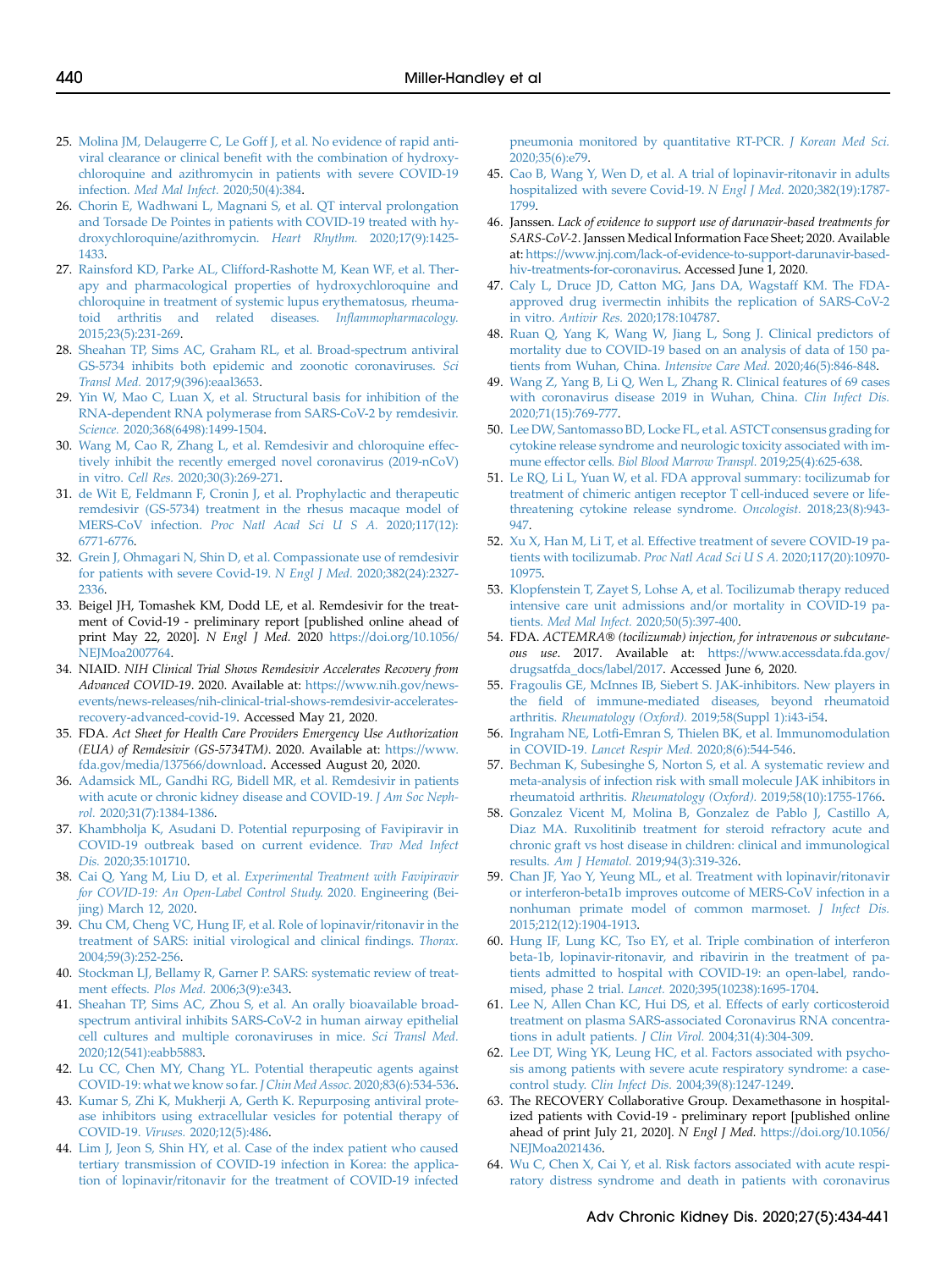25. Molina JM, Delaugerre C, Le Goff J, et al. No evidence of rapid antiviral clearance or clinical benefit with the combination of hydroxychloroquine and azithromycin in patients with severe COVID-19 infection. *Med Mal Infect.* 2020;50(4):384.
26. Chorin E, Wadhwani L, Magnani S, et al. QT interval prolongation and Torsade De Pointes in patients with COVID-19 treated with hydroxychloroquine/azithromycin. *Heart Rhythm.* 2020;17(9):1425-1433.
27. Rainsford KD, Parke AL, Clifford-Rashotte M, Kean WF, et al. Therapy and pharmacological properties of hydroxychloroquine and chloroquine in treatment of systemic lupus erythematosus, rheumatoid arthritis and related diseases. *Inflammopharmacology.* 2015;23(5):231-269.
28. Sheahan TP, Sims AC, Graham RL, et al. Broad-spectrum antiviral GS-5734 inhibits both epidemic and zoonotic coronaviruses. *Sci Transl Med.* 2017;9(396):eaal3653.
29. Yin W, Mao C, Luan X, et al. Structural basis for inhibition of the RNA-dependent RNA polymerase from SARS-CoV-2 by remdesivir. *Science.* 2020;368(6498):1499-1504.
30. Wang M, Cao R, Zhang L, et al. Remdesivir and chloroquine effectively inhibit the recently emerged novel coronavirus (2019-nCoV) in vitro. *Cell Res.* 2020;30(3):269-271.
31. de Wit E, Feldmann F, Cronin J, et al. Prophylactic and therapeutic remdesivir (GS-5734) treatment in the rhesus macaque model of MERS-CoV infection. *Proc Natl Acad Sci U S A.* 2020;117(12):6771-6776.
32. Grein J, Ohmagari N, Shin D, et al. Compassionate use of remdesivir for patients with severe Covid-19. *N Engl J Med.* 2020;382(24):2327-2336.
33. Beigel JH, Tomashek KM, Dodd LE, et al. Remdesivir for the treatment of Covid-19 - preliminary report [published online ahead of print May 22, 2020]. *N Engl J Med.* 2020 https://doi.org/10.1056/NEJMoa2007764.
34. NIAID. *NIH Clinical Trial Shows Remdesivir Accelerates Recovery from Advanced COVID-19*. 2020. Available at: https://www.nih.gov/news-events/news-releases/nih-clinical-trial-shows-remdesivir-accelerates-recovery-advanced-covid-19. Accessed May 21, 2020.
35. FDA. *Act Sheet for Health Care Providers Emergency Use Authorization (EUA) of Remdesivir (GS-5734TM)*. 2020. Available at: https://www.fda.gov/media/137566/download. Accessed August 20, 2020.
36. Adamsick ML, Gandhi RG, Bidell MR, et al. Remdesivir in patients with acute or chronic kidney disease and COVID-19. *J Am Soc Nephrol.* 2020;31(7):1384-1386.
37. Khambholja K, Asudani D. Potential repurposing of Favipiravir in COVID-19 outbreak based on current evidence. *Trav Med Infect Dis.* 2020;35:101710.
38. Cai Q, Yang M, Liu D, et al. *Experimental Treatment with Favipiravir for COVID-19: An Open-Label Control Study*. 2020. Engineering (Beijing) March 12, 2020.
39. Chu CM, Cheng VC, Hung IF, et al. Role of lopinavir/ritonavir in the treatment of SARS: initial virological and clinical findings. *Thorax.* 2004;59(3):252-256.
40. Stockman LJ, Bellamy R, Garner P. SARS: systematic review of treatment effects. *Plos Med.* 2006;3(9):e343.
41. Sheahan TP, Sims AC, Zhou S, et al. An orally bioavailable broad-spectrum antiviral inhibits SARS-CoV-2 in human airway epithelial cell cultures and multiple coronaviruses in mice. *Sci Transl Med.* 2020;12(541):eabb5883.
42. Lu CC, Chen MY, Chang YL. Potential therapeutic agents against COVID-19: what we know so far. *J Chin Med Assoc.* 2020;83(6):534-536.
43. Kumar S, Zhi K, Mukherji A, Gerth K. Repurposing antiviral protease inhibitors using extracellular vesicles for potential therapy of COVID-19. *Viruses.* 2020;12(5):486.
44. Lim J, Jeon S, Shin HY, et al. Case of the index patient who caused tertiary transmission of COVID-19 infection in Korea: the application of lopinavir/ritonavir for the treatment of COVID-19 infected pneumonia monitored by quantitative RT-PCR. *J Korean Med Sci.* 2020;35(6):e79.
45. Cao B, Wang Y, Wen D, et al. A trial of lopinavir-ritonavir in adults hospitalized with severe Covid-19. *N Engl J Med.* 2020;382(19):1787-1799.
46. Janssen. *Lack of evidence to support use of darunavir-based treatments for SARS-CoV-2*. Janssen Medical Information Face Sheet; 2020. Available at: https://www.jnj.com/lack-of-evidence-to-support-darunavir-based-hiv-treatments-for-coronavirus. Accessed June 1, 2020.
47. Caly L, Druce JD, Catton MG, Jans DA, Wagstaff KM. The FDA-approved drug ivermectin inhibits the replication of SARS-CoV-2 in vitro. *Antivir Res.* 2020;178:104787.
48. Ruan Q, Yang K, Wang W, Jiang L, Song J. Clinical predictors of mortality due to COVID-19 based on an analysis of data of 150 patients from Wuhan, China. *Intensive Care Med.* 2020;46(5):846-848.
49. Wang Z, Yang B, Li Q, Wen L, Zhang R. Clinical features of 69 cases with coronavirus disease 2019 in Wuhan, China. *Clin Infect Dis.* 2020;71(15):769-777.
50. Lee DW, Santomasso BD, Locke FL, et al. ASTCT consensus grading for cytokine release syndrome and neurologic toxicity associated with immune effector cells. *Biol Blood Marrow Transpl.* 2019;25(4):625-638.
51. Le RQ, Li L, Yuan W, et al. FDA approval summary: tocilizumab for treatment of chimeric antigen receptor T cell-induced severe or life-threatening cytokine release syndrome. *Oncologist.* 2018;23(8):943-947.
52. Xu X, Han M, Li T, et al. Effective treatment of severe COVID-19 patients with tocilizumab. *Proc Natl Acad Sci U S A.* 2020;117(20):10970-10975.
53. Klopfenstein T, Zayet S, Lohse A, et al. Tocilizumab therapy reduced intensive care unit admissions and/or mortality in COVID-19 patients. *Med Mal Infect.* 2020;50(5):397-400.
54. FDA. *ACTEMRA® (tocilizumab) injection, for intravenous or subcutaneous use*. 2017. Available at: https://www.accessdata.fda.gov/drugsatfda_docs/label/2017. Accessed June 6, 2020.
55. Fragoulis GE, McInnes IB, Siebert S. JAK-inhibitors. New players in the field of immune-mediated diseases, beyond rheumatoid arthritis. *Rheumatology (Oxford).* 2019;58(Suppl 1):i43-i54.
56. Ingraham NE, Lotfi-Emran S, Thielen BK, et al. Immunomodulation in COVID-19. *Lancet Respir Med.* 2020;8(6):544-546.
57. Bechman K, Subesinghe S, Norton S, et al. A systematic review and meta-analysis of infection risk with small molecule JAK inhibitors in rheumatoid arthritis. *Rheumatology (Oxford).* 2019;58(10):1755-1766.
58. Gonzalez Vicent M, Molina B, Gonzalez de Pablo J, Castillo A, Diaz MA. Ruxolitinib treatment for steroid refractory acute and chronic graft vs host disease in children: clinical and immunological results. *Am J Hematol.* 2019;94(3):319-326.
59. Chan JF, Yao Y, Yeung ML, et al. Treatment with lopinavir/ritonavir or interferon-beta1b improves outcome of MERS-CoV infection in a nonhuman primate model of common marmoset. *J Infect Dis.* 2015;212(12):1904-1913.
60. Hung IF, Lung KC, Tso EY, et al. Triple combination of interferon beta-1b, lopinavir-ritonavir, and ribavirin in the treatment of patients admitted to hospital with COVID-19: an open-label, randomised, phase 2 trial. *Lancet.* 2020;395(10238):1695-1704.
61. Lee N, Allen Chan KC, Hui DS, et al. Effects of early corticosteroid treatment on plasma SARS-associated Coronavirus RNA concentrations in adult patients. *J Clin Virol.* 2004;31(4):304-309.
62. Lee DT, Wing YK, Leung HC, et al. Factors associated with psychosis among patients with severe acute respiratory syndrome: a case-control study. *Clin Infect Dis.* 2004;39(8):1247-1249.
63. The RECOVERY Collaborative Group. Dexamethasone in hospitalized patients with Covid-19 - preliminary report [published online ahead of print July 21, 2020]. *N Engl J Med.* https://doi.org/10.1056/NEJMoa2021436.
64. Wu C, Chen X, Cai Y, et al. Risk factors associated with acute respiratory distress syndrome and death in patients with coronavirus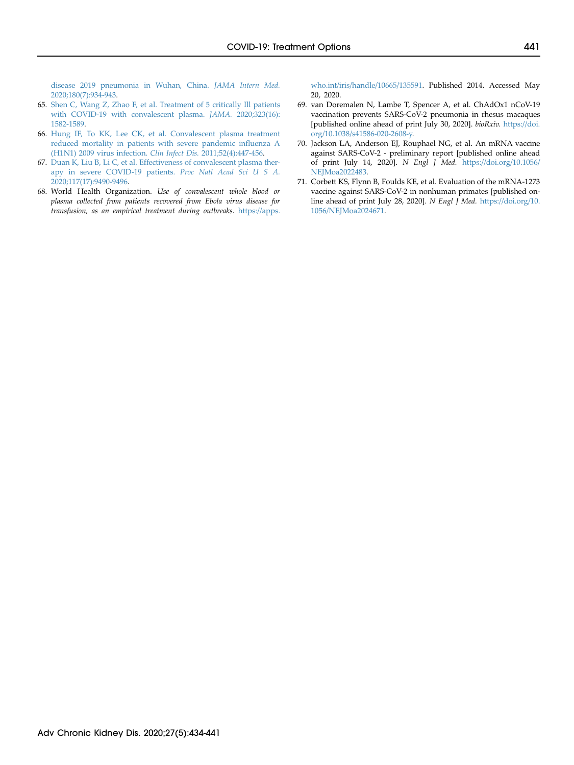disease 2019 pneumonia in Wuhan, China. *JAMA Intern Med.* 2020;180(7):934-943.

65. Shen C, Wang Z, Zhao F, et al. Treatment of 5 critically Ill patients with COVID-19 with convalescent plasma. *JAMA.* 2020;323(16): 1582-1589.
66. Hung IF, To KK, Lee CK, et al. Convalescent plasma treatment reduced mortality in patients with severe pandemic influenza A (H1N1) 2009 virus infection. *Clin Infect Dis.* 2011;52(4):447-456.
67. Duan K, Liu B, Li C, et al. Effectiveness of convalescent plasma therapy in severe COVID-19 patients. *Proc Natl Acad Sci U S A.* 2020;117(17):9490-9496.
68. World Health Organization. *Use of convalescent whole blood or plasma collected from patients recovered from Ebola virus disease for transfusion, as an empirical treatment during outbreaks*. https://apps.who.int/iris/handle/10665/135591. Published 2014. Accessed May 20, 2020.
69. van Doremalen N, Lambe T, Spencer A, et al. ChAdOx1 nCoV-19 vaccination prevents SARS-CoV-2 pneumonia in rhesus macaques [published online ahead of print July 30, 2020]. *bioRxiv.* https://doi.org/10.1038/s41586-020-2608-y.
70. Jackson LA, Anderson EJ, Rouphael NG, et al. An mRNA vaccine against SARS-CoV-2 - preliminary report [published online ahead of print July 14, 2020]. *N Engl J Med.* https://doi.org/10.1056/NEJMoa2022483.
71. Corbett KS, Flynn B, Foulds KE, et al. Evaluation of the mRNA-1273 vaccine against SARS-CoV-2 in nonhuman primates [published online ahead of print July 28, 2020]. *N Engl J Med.* https://doi.org/10.1056/NEJMoa2024671.